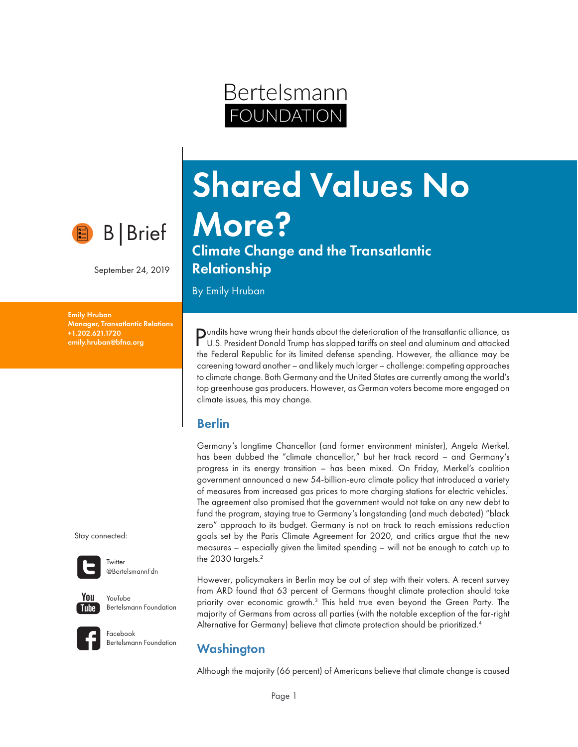Bertelsmann FOUNDATION

B | Brief

September 24, 2019

**Emily Hruban**
**Manager, Transatlantic Relations**
**+1.202.621.1720**
**emily.hruban@bfna.org**

# Shared Values No More?

## Climate Change and the Transatlantic Relationship

By Emily Hruban

Pundits have wrung their hands about the deterioration of the transatlantic alliance, as U.S. President Donald Trump has slapped tariffs on steel and aluminum and attacked the Federal Republic for its limited defense spending. However, the alliance may be careening toward another – and likely much larger – challenge: competing approaches to climate change. Both Germany and the United States are currently among the world's top greenhouse gas producers. However, as German voters become more engaged on climate issues, this may change.

### Berlin

Germany's longtime Chancellor (and former environment minister), Angela Merkel, has been dubbed the "climate chancellor," but her track record – and Germany's progress in its energy transition – has been mixed. On Friday, Merkel's coalition government announced a new 54-billion-euro climate policy that introduced a variety of measures from increased gas prices to more charging stations for electric vehicles.[1] The agreement also promised that the government would not take on any new debt to fund the program, staying true to Germany's longstanding (and much debated) "black zero" approach to its budget. Germany is not on track to reach emissions reduction goals set by the Paris Climate Agreement for 2020, and critics argue that the new measures – especially given the limited spending – will not be enough to catch up to the 2030 targets.[2]

However, policymakers in Berlin may be out of step with their voters. A recent survey from ARD found that 63 percent of Germans thought climate protection should take priority over economic growth.[3] This held true even beyond the Green Party. The majority of Germans from across all parties (with the notable exception of the far-right Alternative for Germany) believe that climate protection should be prioritized.[4]

### Washington

Although the majority (66 percent) of Americans believe that climate change is caused

Stay connected:

Twitter @BertelsmannFdn

YouTube Bertelsmann Foundation

Facebook Bertelsmann Foundation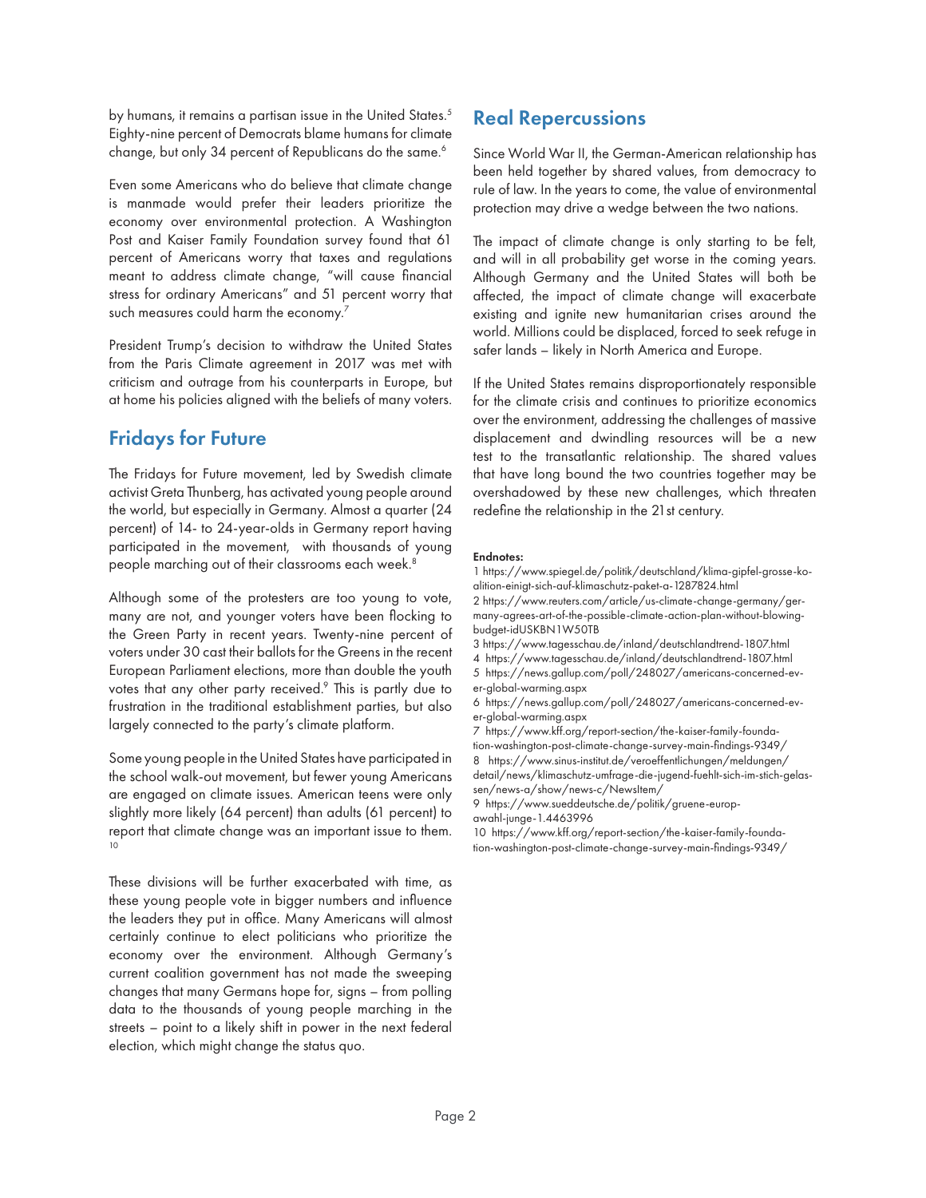by humans, it remains a partisan issue in the United States.[5] Eighty-nine percent of Democrats blame humans for climate change, but only 34 percent of Republicans do the same.[6]

Even some Americans who do believe that climate change is manmade would prefer their leaders prioritize the economy over environmental protection. A Washington Post and Kaiser Family Foundation survey found that 61 percent of Americans worry that taxes and regulations meant to address climate change, "will cause financial stress for ordinary Americans" and 51 percent worry that such measures could harm the economy.[7]

President Trump's decision to withdraw the United States from the Paris Climate agreement in 2017 was met with criticism and outrage from his counterparts in Europe, but at home his policies aligned with the beliefs of many voters.

## Fridays for Future

The Fridays for Future movement, led by Swedish climate activist Greta Thunberg, has activated young people around the world, but especially in Germany. Almost a quarter (24 percent) of 14- to 24-year-olds in Germany report having participated in the movement, with thousands of young people marching out of their classrooms each week.[8]

Although some of the protesters are too young to vote, many are not, and younger voters have been flocking to the Green Party in recent years. Twenty-nine percent of voters under 30 cast their ballots for the Greens in the recent European Parliament elections, more than double the youth votes that any other party received.[9] This is partly due to frustration in the traditional establishment parties, but also largely connected to the party's climate platform.

Some young people in the United States have participated in the school walk-out movement, but fewer young Americans are engaged on climate issues. American teens were only slightly more likely (64 percent) than adults (61 percent) to report that climate change was an important issue to them.[10]

These divisions will be further exacerbated with time, as these young people vote in bigger numbers and influence the leaders they put in office. Many Americans will almost certainly continue to elect politicians who prioritize the economy over the environment. Although Germany's current coalition government has not made the sweeping changes that many Germans hope for, signs – from polling data to the thousands of young people marching in the streets – point to a likely shift in power in the next federal election, which might change the status quo.

## Real Repercussions

Since World War II, the German-American relationship has been held together by shared values, from democracy to rule of law. In the years to come, the value of environmental protection may drive a wedge between the two nations.

The impact of climate change is only starting to be felt, and will in all probability get worse in the coming years. Although Germany and the United States will both be affected, the impact of climate change will exacerbate existing and ignite new humanitarian crises around the world. Millions could be displaced, forced to seek refuge in safer lands – likely in North America and Europe.

If the United States remains disproportionately responsible for the climate crisis and continues to prioritize economics over the environment, addressing the challenges of massive displacement and dwindling resources will be a new test to the transatlantic relationship. The shared values that have long bound the two countries together may be overshadowed by these new challenges, which threaten redefine the relationship in the 21st century.

**Endnotes:**

1 https://www.spiegel.de/politik/deutschland/klima-gipfel-grosse-koalition-einigt-sich-auf-klimaschutz-paket-a-1287824.html
2 https://www.reuters.com/article/us-climate-change-germany/germany-agrees-art-of-the-possible-climate-action-plan-without-blowing-budget-idUSKBN1W50TB
3 https://www.tagesschau.de/inland/deutschlandtrend-1807.html
4 https://www.tagesschau.de/inland/deutschlandtrend-1807.html
5 https://news.gallup.com/poll/248027/americans-concerned-ever-global-warming.aspx
6 https://news.gallup.com/poll/248027/americans-concerned-ever-global-warming.aspx
7 https://www.kff.org/report-section/the-kaiser-family-foundation-washington-post-climate-change-survey-main-findings-9349/
8 https://www.sinus-institut.de/veroeffentlichungen/meldungen/detail/news/klimaschutz-umfrage-die-jugend-fuehlt-sich-im-stich-gelassen/news-a/show/news-c/NewsItem/
9 https://www.sueddeutsche.de/politik/gruene-europawahl-junge-1.4463996
10 https://www.kff.org/report-section/the-kaiser-family-foundation-washington-post-climate-change-survey-main-findings-9349/